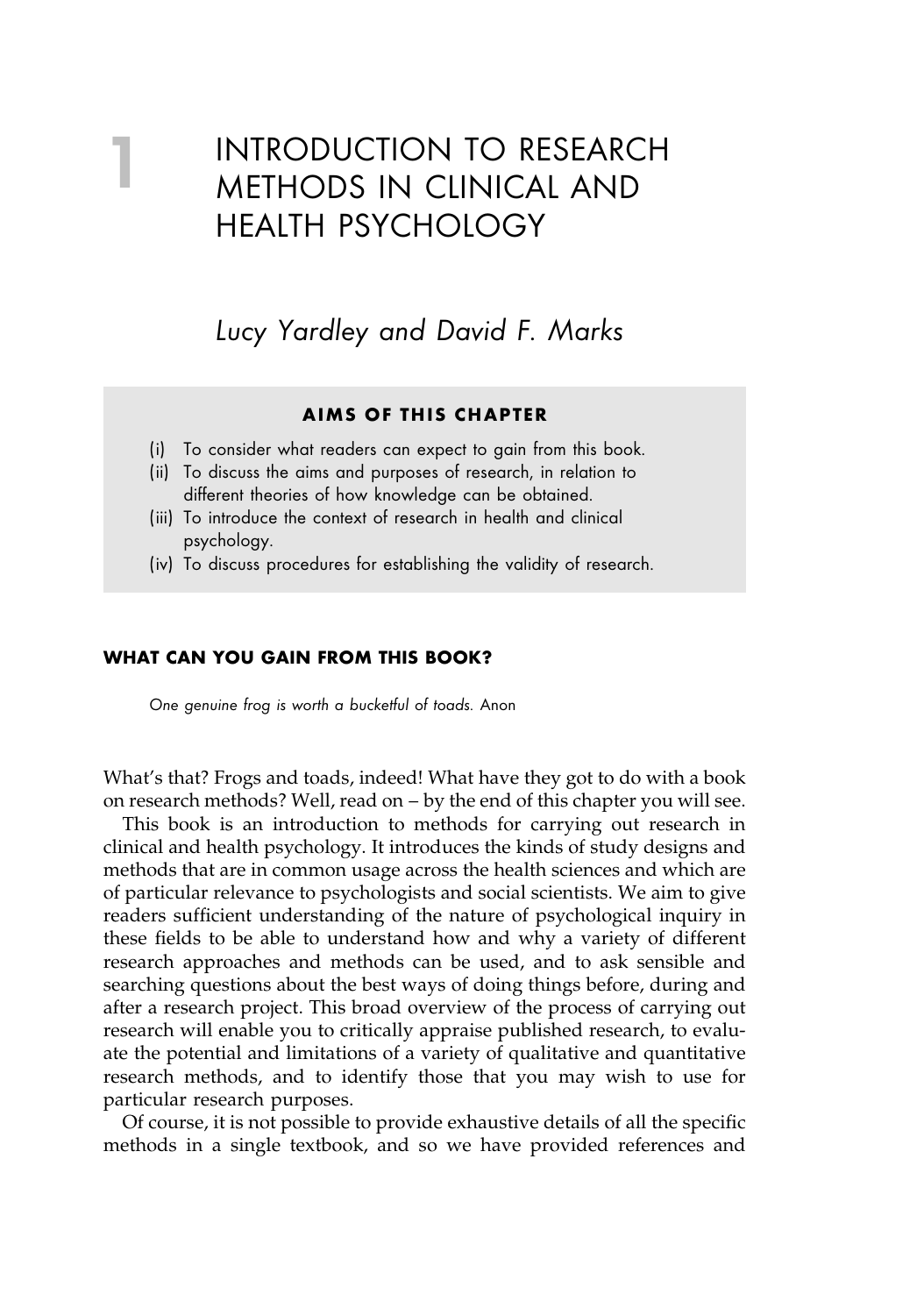# 1 INTRODUCTION TO RESEARCH METHODS IN CLINICAL AND HEALTH PSYCHOLOGY

*Lucy Yardley and David F. Marks*

> **AIMS OF THIS CHAPTER**
>
> (i) To consider what readers can expect to gain from this book.
> (ii) To discuss the aims and purposes of research, in relation to different theories of how knowledge can be obtained.
> (iii) To introduce the context of research in health and clinical psychology.
> (iv) To discuss procedures for establishing the validity of research.

## WHAT CAN YOU GAIN FROM THIS BOOK?

*One genuine frog is worth a bucketful of toads.* Anon

What's that? Frogs and toads, indeed! What have they got to do with a book on research methods? Well, read on – by the end of this chapter you will see.

This book is an introduction to methods for carrying out research in clinical and health psychology. It introduces the kinds of study designs and methods that are in common usage across the health sciences and which are of particular relevance to psychologists and social scientists. We aim to give readers sufficient understanding of the nature of psychological inquiry in these fields to be able to understand how and why a variety of different research approaches and methods can be used, and to ask sensible and searching questions about the best ways of doing things before, during and after a research project. This broad overview of the process of carrying out research will enable you to critically appraise published research, to evaluate the potential and limitations of a variety of qualitative and quantitative research methods, and to identify those that you may wish to use for particular research purposes.

Of course, it is not possible to provide exhaustive details of all the specific methods in a single textbook, and so we have provided references and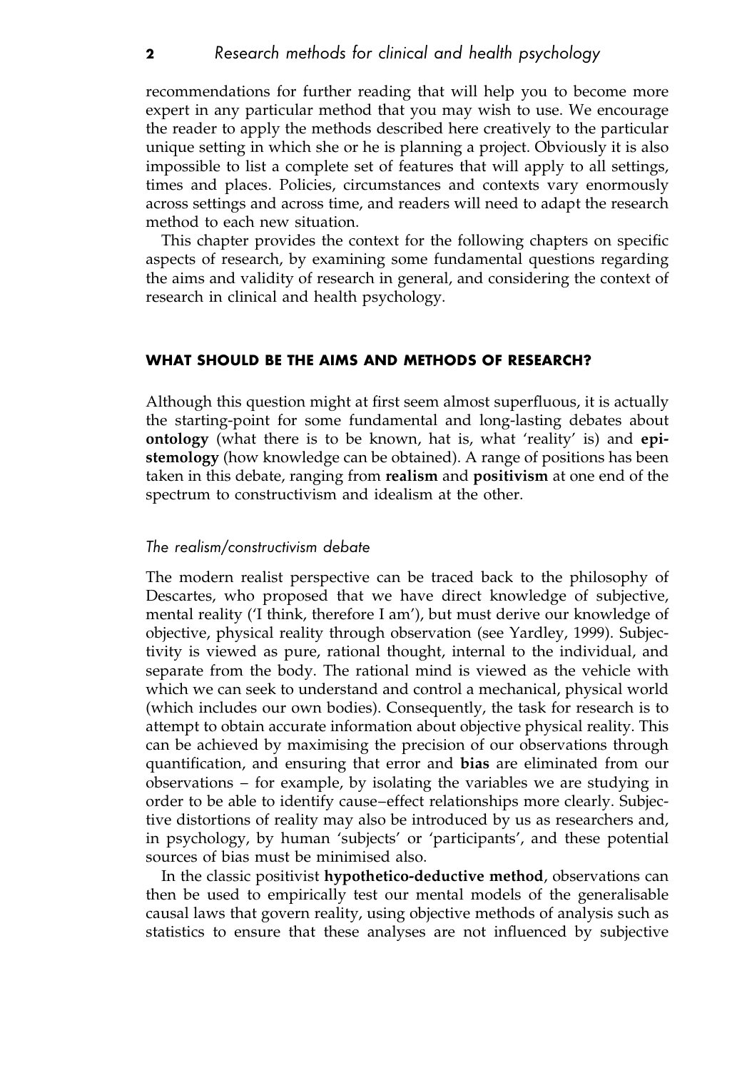recommendations for further reading that will help you to become more expert in any particular method that you may wish to use. We encourage the reader to apply the methods described here creatively to the particular unique setting in which she or he is planning a project. Obviously it is also impossible to list a complete set of features that will apply to all settings, times and places. Policies, circumstances and contexts vary enormously across settings and across time, and readers will need to adapt the research method to each new situation.

This chapter provides the context for the following chapters on specific aspects of research, by examining some fundamental questions regarding the aims and validity of research in general, and considering the context of research in clinical and health psychology.

## WHAT SHOULD BE THE AIMS AND METHODS OF RESEARCH?

Although this question might at first seem almost superfluous, it is actually the starting-point for some fundamental and long-lasting debates about **ontology** (what there is to be known, hat is, what 'reality' is) and **epistemology** (how knowledge can be obtained). A range of positions has been taken in this debate, ranging from **realism** and **positivism** at one end of the spectrum to constructivism and idealism at the other.

### *The realism/constructivism debate*

The modern realist perspective can be traced back to the philosophy of Descartes, who proposed that we have direct knowledge of subjective, mental reality ('I think, therefore I am'), but must derive our knowledge of objective, physical reality through observation (see Yardley, 1999). Subjectivity is viewed as pure, rational thought, internal to the individual, and separate from the body. The rational mind is viewed as the vehicle with which we can seek to understand and control a mechanical, physical world (which includes our own bodies). Consequently, the task for research is to attempt to obtain accurate information about objective physical reality. This can be achieved by maximising the precision of our observations through quantification, and ensuring that error and **bias** are eliminated from our observations – for example, by isolating the variables we are studying in order to be able to identify cause–effect relationships more clearly. Subjective distortions of reality may also be introduced by us as researchers and, in psychology, by human 'subjects' or 'participants', and these potential sources of bias must be minimised also.

In the classic positivist **hypothetico-deductive method**, observations can then be used to empirically test our mental models of the generalisable causal laws that govern reality, using objective methods of analysis such as statistics to ensure that these analyses are not influenced by subjective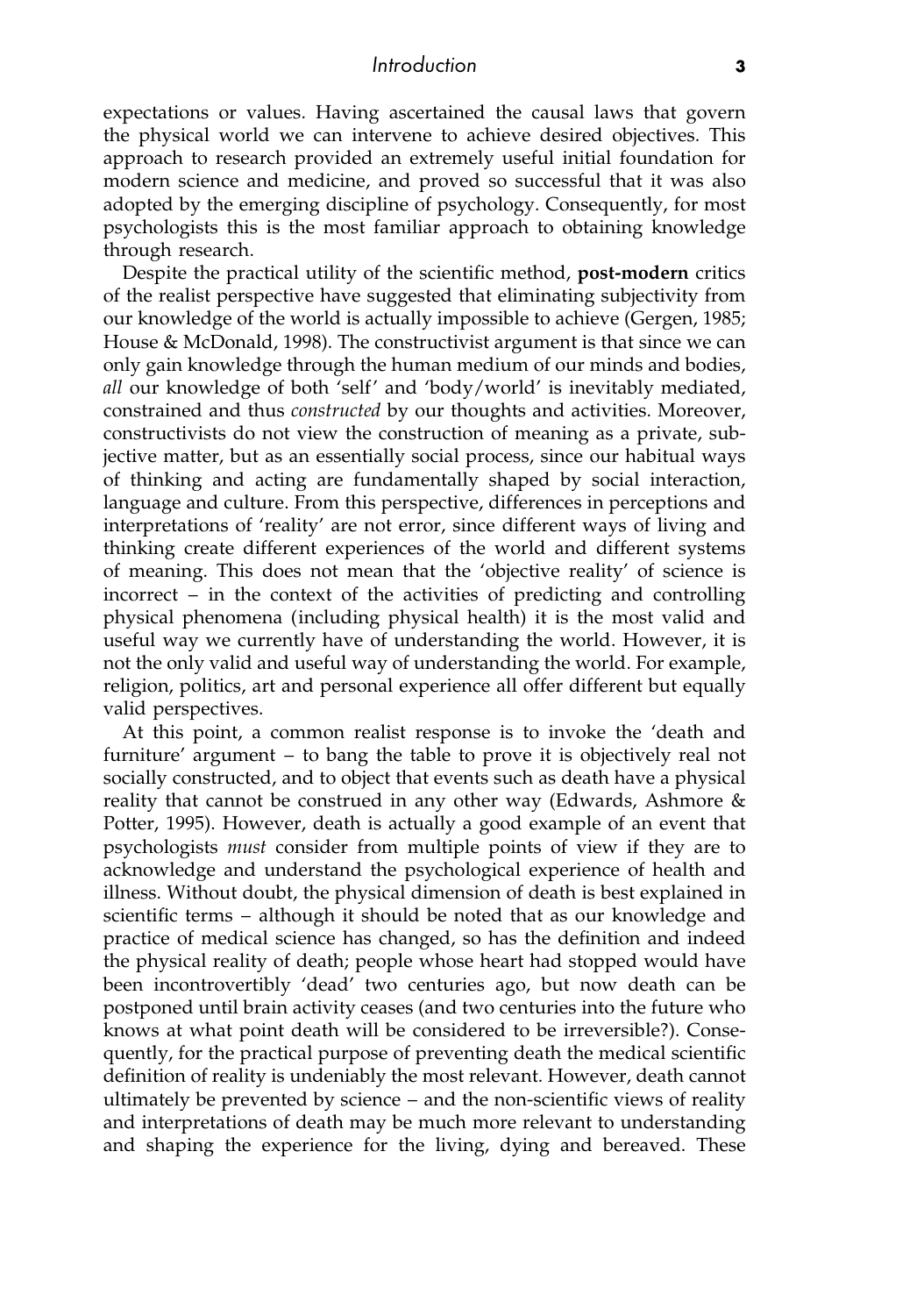expectations or values. Having ascertained the causal laws that govern the physical world we can intervene to achieve desired objectives. This approach to research provided an extremely useful initial foundation for modern science and medicine, and proved so successful that it was also adopted by the emerging discipline of psychology. Consequently, for most psychologists this is the most familiar approach to obtaining knowledge through research.

Despite the practical utility of the scientific method, **post-modern** critics of the realist perspective have suggested that eliminating subjectivity from our knowledge of the world is actually impossible to achieve (Gergen, 1985; House & McDonald, 1998). The constructivist argument is that since we can only gain knowledge through the human medium of our minds and bodies, *all* our knowledge of both 'self' and 'body/world' is inevitably mediated, constrained and thus *constructed* by our thoughts and activities. Moreover, constructivists do not view the construction of meaning as a private, subjective matter, but as an essentially social process, since our habitual ways of thinking and acting are fundamentally shaped by social interaction, language and culture. From this perspective, differences in perceptions and interpretations of 'reality' are not error, since different ways of living and thinking create different experiences of the world and different systems of meaning. This does not mean that the 'objective reality' of science is incorrect – in the context of the activities of predicting and controlling physical phenomena (including physical health) it is the most valid and useful way we currently have of understanding the world. However, it is not the only valid and useful way of understanding the world. For example, religion, politics, art and personal experience all offer different but equally valid perspectives.

At this point, a common realist response is to invoke the 'death and furniture' argument – to bang the table to prove it is objectively real not socially constructed, and to object that events such as death have a physical reality that cannot be construed in any other way (Edwards, Ashmore & Potter, 1995). However, death is actually a good example of an event that psychologists *must* consider from multiple points of view if they are to acknowledge and understand the psychological experience of health and illness. Without doubt, the physical dimension of death is best explained in scientific terms – although it should be noted that as our knowledge and practice of medical science has changed, so has the definition and indeed the physical reality of death; people whose heart had stopped would have been incontrovertibly 'dead' two centuries ago, but now death can be postponed until brain activity ceases (and two centuries into the future who knows at what point death will be considered to be irreversible?). Consequently, for the practical purpose of preventing death the medical scientific definition of reality is undeniably the most relevant. However, death cannot ultimately be prevented by science – and the non-scientific views of reality and interpretations of death may be much more relevant to understanding and shaping the experience for the living, dying and bereaved. These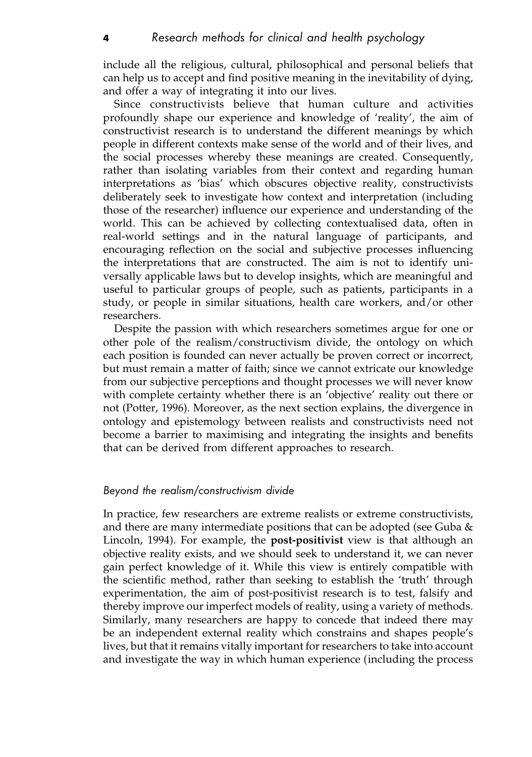include all the religious, cultural, philosophical and personal beliefs that can help us to accept and find positive meaning in the inevitability of dying, and offer a way of integrating it into our lives.

Since constructivists believe that human culture and activities profoundly shape our experience and knowledge of 'reality', the aim of constructivist research is to understand the different meanings by which people in different contexts make sense of the world and of their lives, and the social processes whereby these meanings are created. Consequently, rather than isolating variables from their context and regarding human interpretations as 'bias' which obscures objective reality, constructivists deliberately seek to investigate how context and interpretation (including those of the researcher) influence our experience and understanding of the world. This can be achieved by collecting contextualised data, often in real-world settings and in the natural language of participants, and encouraging reflection on the social and subjective processes influencing the interpretations that are constructed. The aim is not to identify universally applicable laws but to develop insights, which are meaningful and useful to particular groups of people, such as patients, participants in a study, or people in similar situations, health care workers, and/or other researchers.

Despite the passion with which researchers sometimes argue for one or other pole of the realism/constructivism divide, the ontology on which each position is founded can never actually be proven correct or incorrect, but must remain a matter of faith; since we cannot extricate our knowledge from our subjective perceptions and thought processes we will never know with complete certainty whether there is an 'objective' reality out there or not (Potter, 1996). Moreover, as the next section explains, the divergence in ontology and epistemology between realists and constructivists need not become a barrier to maximising and integrating the insights and benefits that can be derived from different approaches to research.

### *Beyond the realism/constructivism divide*

In practice, few researchers are extreme realists or extreme constructivists, and there are many intermediate positions that can be adopted (see Guba & Lincoln, 1994). For example, the **post-positivist** view is that although an objective reality exists, and we should seek to understand it, we can never gain perfect knowledge of it. While this view is entirely compatible with the scientific method, rather than seeking to establish the 'truth' through experimentation, the aim of post-positivist research is to test, falsify and thereby improve our imperfect models of reality, using a variety of methods. Similarly, many researchers are happy to concede that indeed there may be an independent external reality which constrains and shapes people's lives, but that it remains vitally important for researchers to take into account and investigate the way in which human experience (including the process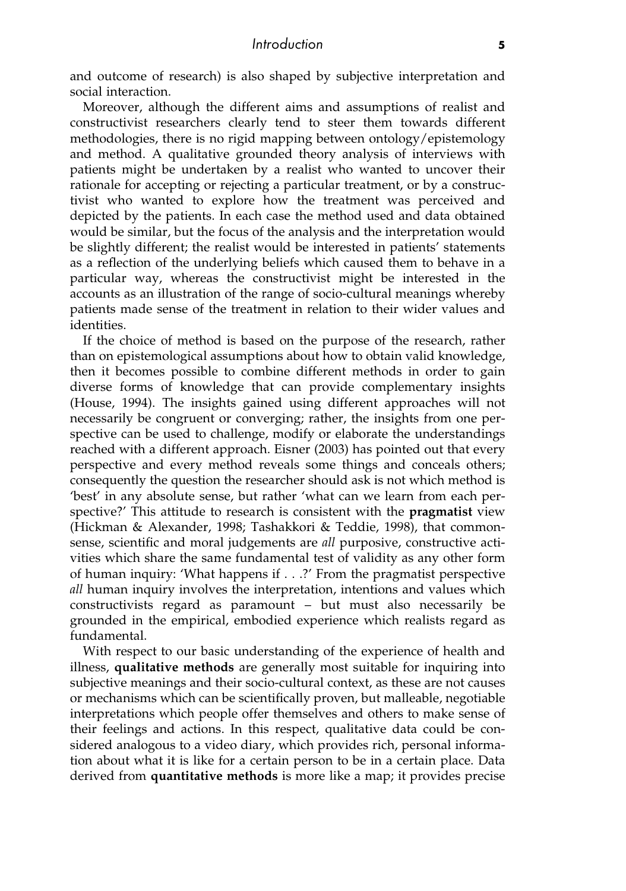and outcome of research) is also shaped by subjective interpretation and social interaction.

Moreover, although the different aims and assumptions of realist and constructivist researchers clearly tend to steer them towards different methodologies, there is no rigid mapping between ontology/epistemology and method. A qualitative grounded theory analysis of interviews with patients might be undertaken by a realist who wanted to uncover their rationale for accepting or rejecting a particular treatment, or by a constructivist who wanted to explore how the treatment was perceived and depicted by the patients. In each case the method used and data obtained would be similar, but the focus of the analysis and the interpretation would be slightly different; the realist would be interested in patients' statements as a reflection of the underlying beliefs which caused them to behave in a particular way, whereas the constructivist might be interested in the accounts as an illustration of the range of socio-cultural meanings whereby patients made sense of the treatment in relation to their wider values and identities.

If the choice of method is based on the purpose of the research, rather than on epistemological assumptions about how to obtain valid knowledge, then it becomes possible to combine different methods in order to gain diverse forms of knowledge that can provide complementary insights (House, 1994). The insights gained using different approaches will not necessarily be congruent or converging; rather, the insights from one perspective can be used to challenge, modify or elaborate the understandings reached with a different approach. Eisner (2003) has pointed out that every perspective and every method reveals some things and conceals others; consequently the question the researcher should ask is not which method is 'best' in any absolute sense, but rather 'what can we learn from each perspective?' This attitude to research is consistent with the **pragmatist** view (Hickman & Alexander, 1998; Tashakkori & Teddie, 1998), that commonsense, scientific and moral judgements are *all* purposive, constructive activities which share the same fundamental test of validity as any other form of human inquiry: 'What happens if . . .?' From the pragmatist perspective *all* human inquiry involves the interpretation, intentions and values which constructivists regard as paramount – but must also necessarily be grounded in the empirical, embodied experience which realists regard as fundamental.

With respect to our basic understanding of the experience of health and illness, **qualitative methods** are generally most suitable for inquiring into subjective meanings and their socio-cultural context, as these are not causes or mechanisms which can be scientifically proven, but malleable, negotiable interpretations which people offer themselves and others to make sense of their feelings and actions. In this respect, qualitative data could be considered analogous to a video diary, which provides rich, personal information about what it is like for a certain person to be in a certain place. Data derived from **quantitative methods** is more like a map; it provides precise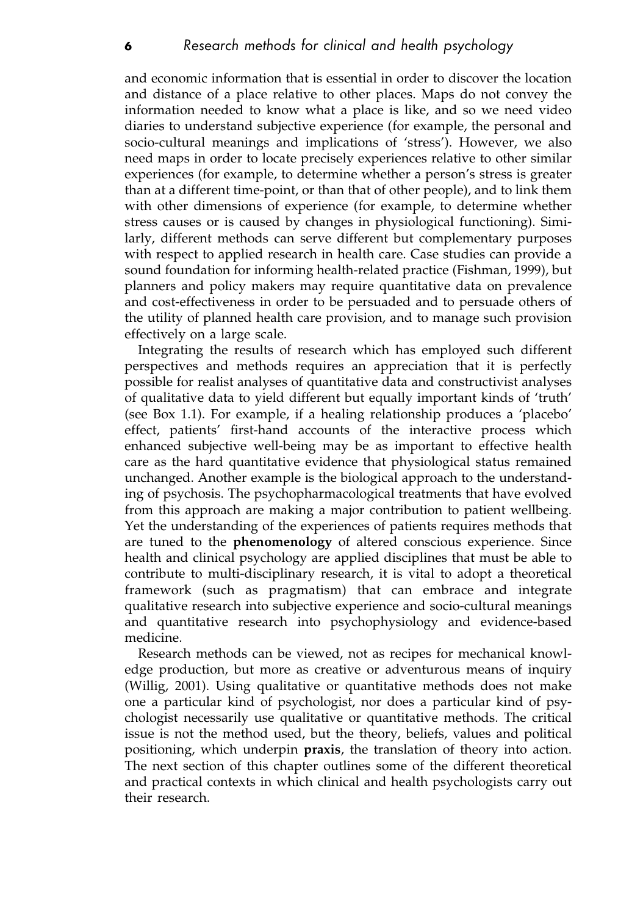and economic information that is essential in order to discover the location and distance of a place relative to other places. Maps do not convey the information needed to know what a place is like, and so we need video diaries to understand subjective experience (for example, the personal and socio-cultural meanings and implications of 'stress'). However, we also need maps in order to locate precisely experiences relative to other similar experiences (for example, to determine whether a person's stress is greater than at a different time-point, or than that of other people), and to link them with other dimensions of experience (for example, to determine whether stress causes or is caused by changes in physiological functioning). Similarly, different methods can serve different but complementary purposes with respect to applied research in health care. Case studies can provide a sound foundation for informing health-related practice (Fishman, 1999), but planners and policy makers may require quantitative data on prevalence and cost-effectiveness in order to be persuaded and to persuade others of the utility of planned health care provision, and to manage such provision effectively on a large scale.

Integrating the results of research which has employed such different perspectives and methods requires an appreciation that it is perfectly possible for realist analyses of quantitative data and constructivist analyses of qualitative data to yield different but equally important kinds of 'truth' (see Box 1.1). For example, if a healing relationship produces a 'placebo' effect, patients' first-hand accounts of the interactive process which enhanced subjective well-being may be as important to effective health care as the hard quantitative evidence that physiological status remained unchanged. Another example is the biological approach to the understanding of psychosis. The psychopharmacological treatments that have evolved from this approach are making a major contribution to patient wellbeing. Yet the understanding of the experiences of patients requires methods that are tuned to the **phenomenology** of altered conscious experience. Since health and clinical psychology are applied disciplines that must be able to contribute to multi-disciplinary research, it is vital to adopt a theoretical framework (such as pragmatism) that can embrace and integrate qualitative research into subjective experience and socio-cultural meanings and quantitative research into psychophysiology and evidence-based medicine.

Research methods can be viewed, not as recipes for mechanical knowledge production, but more as creative or adventurous means of inquiry (Willig, 2001). Using qualitative or quantitative methods does not make one a particular kind of psychologist, nor does a particular kind of psychologist necessarily use qualitative or quantitative methods. The critical issue is not the method used, but the theory, beliefs, values and political positioning, which underpin **praxis**, the translation of theory into action. The next section of this chapter outlines some of the different theoretical and practical contexts in which clinical and health psychologists carry out their research.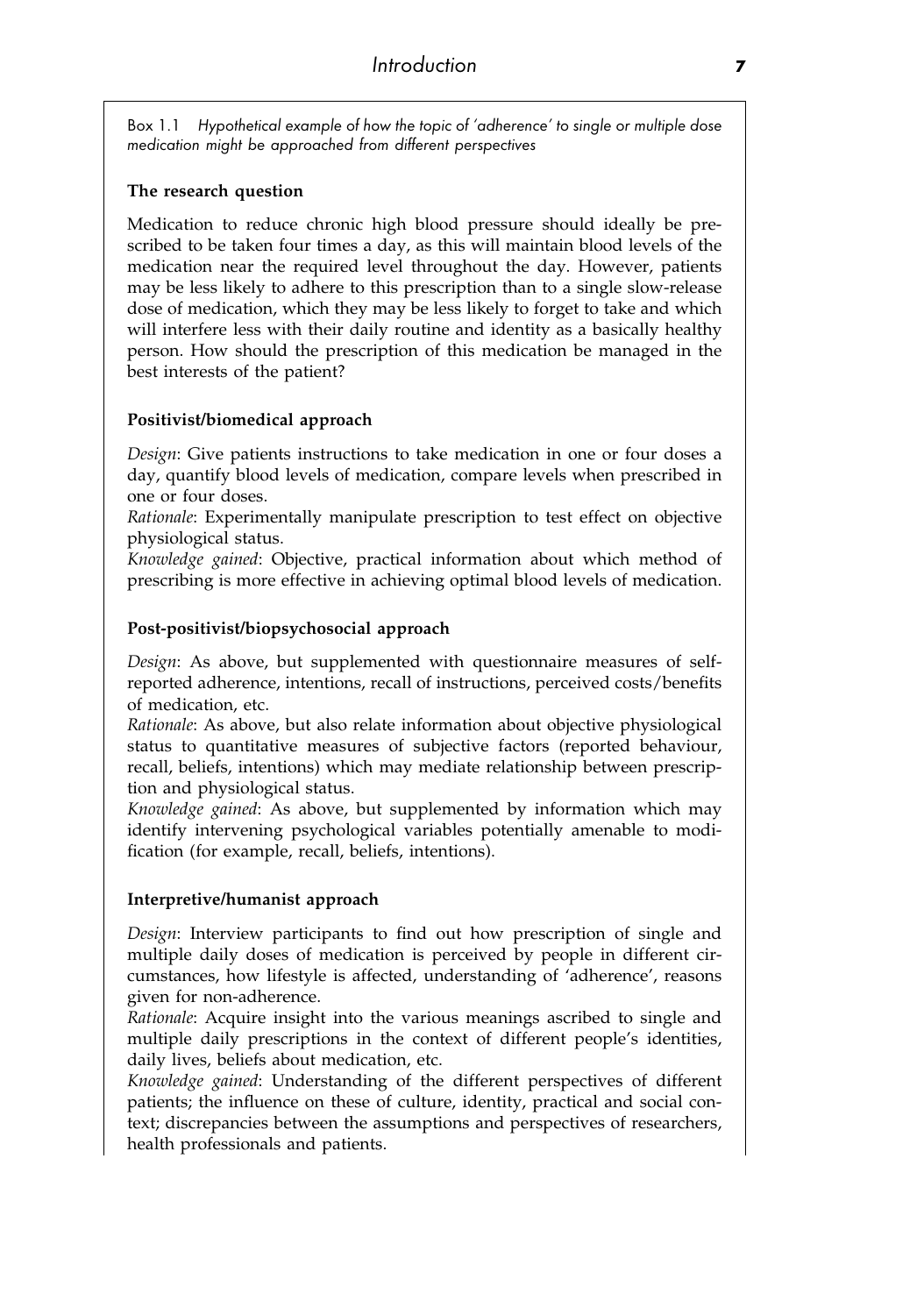Box 1.1 *Hypothetical example of how the topic of 'adherence' to single or multiple dose medication might be approached from different perspectives*

**The research question**

Medication to reduce chronic high blood pressure should ideally be prescribed to be taken four times a day, as this will maintain blood levels of the medication near the required level throughout the day. However, patients may be less likely to adhere to this prescription than to a single slow-release dose of medication, which they may be less likely to forget to take and which will interfere less with their daily routine and identity as a basically healthy person. How should the prescription of this medication be managed in the best interests of the patient?

**Positivist/biomedical approach**

*Design*: Give patients instructions to take medication in one or four doses a day, quantify blood levels of medication, compare levels when prescribed in one or four doses.
*Rationale*: Experimentally manipulate prescription to test effect on objective physiological status.
*Knowledge gained*: Objective, practical information about which method of prescribing is more effective in achieving optimal blood levels of medication.

**Post-positivist/biopsychosocial approach**

*Design*: As above, but supplemented with questionnaire measures of self-reported adherence, intentions, recall of instructions, perceived costs/benefits of medication, etc.
*Rationale*: As above, but also relate information about objective physiological status to quantitative measures of subjective factors (reported behaviour, recall, beliefs, intentions) which may mediate relationship between prescription and physiological status.
*Knowledge gained*: As above, but supplemented by information which may identify intervening psychological variables potentially amenable to modification (for example, recall, beliefs, intentions).

**Interpretive/humanist approach**

*Design*: Interview participants to find out how prescription of single and multiple daily doses of medication is perceived by people in different circumstances, how lifestyle is affected, understanding of 'adherence', reasons given for non-adherence.
*Rationale*: Acquire insight into the various meanings ascribed to single and multiple daily prescriptions in the context of different people's identities, daily lives, beliefs about medication, etc.
*Knowledge gained*: Understanding of the different perspectives of different patients; the influence on these of culture, identity, practical and social context; discrepancies between the assumptions and perspectives of researchers, health professionals and patients.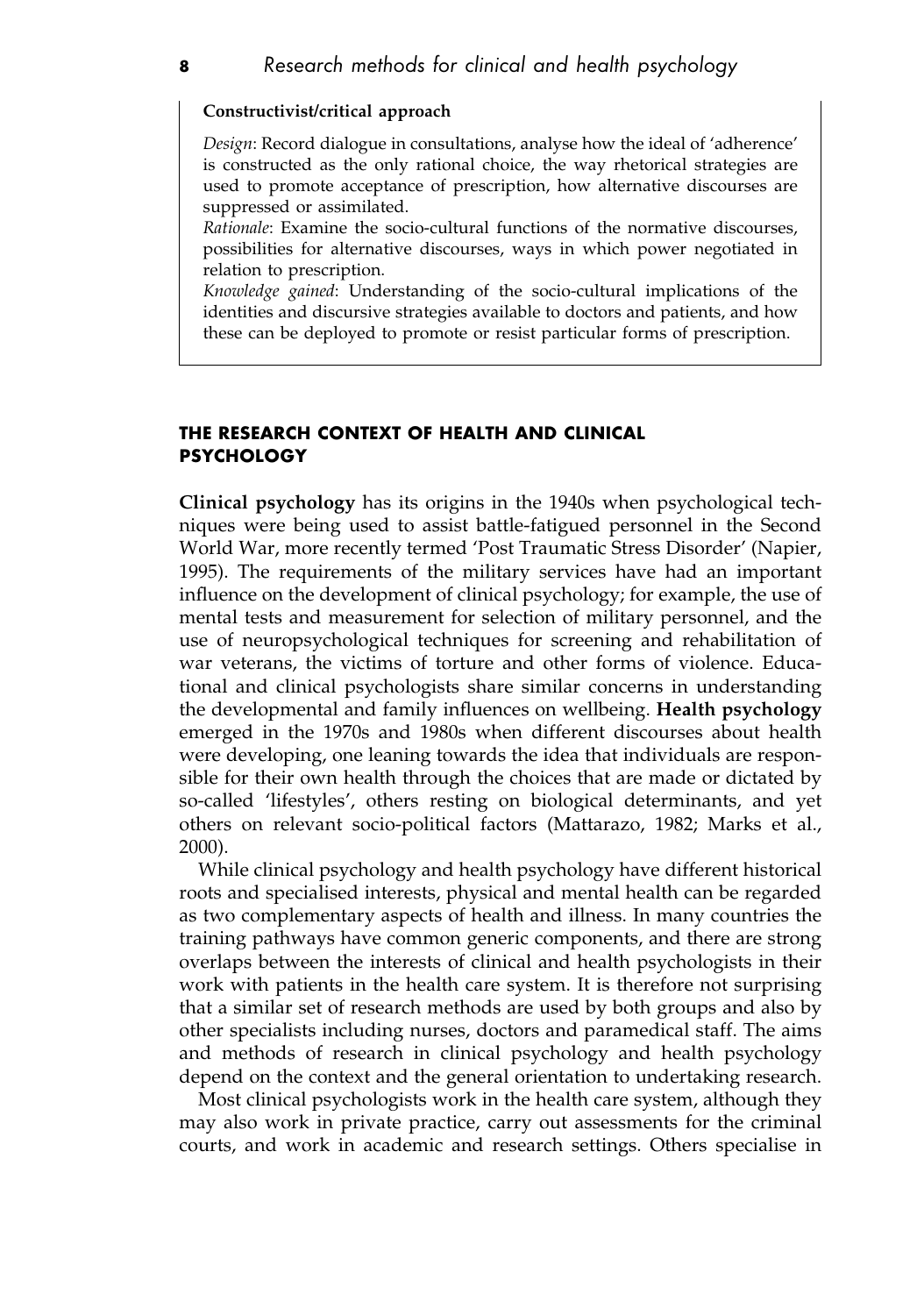**Constructivist/critical approach**

*Design*: Record dialogue in consultations, analyse how the ideal of 'adherence' is constructed as the only rational choice, the way rhetorical strategies are used to promote acceptance of prescription, how alternative discourses are suppressed or assimilated.

*Rationale*: Examine the socio-cultural functions of the normative discourses, possibilities for alternative discourses, ways in which power negotiated in relation to prescription.

*Knowledge gained*: Understanding of the socio-cultural implications of the identities and discursive strategies available to doctors and patients, and how these can be deployed to promote or resist particular forms of prescription.

## THE RESEARCH CONTEXT OF HEALTH AND CLINICAL PSYCHOLOGY

**Clinical psychology** has its origins in the 1940s when psychological techniques were being used to assist battle-fatigued personnel in the Second World War, more recently termed 'Post Traumatic Stress Disorder' (Napier, 1995). The requirements of the military services have had an important influence on the development of clinical psychology; for example, the use of mental tests and measurement for selection of military personnel, and the use of neuropsychological techniques for screening and rehabilitation of war veterans, the victims of torture and other forms of violence. Educational and clinical psychologists share similar concerns in understanding the developmental and family influences on wellbeing. **Health psychology** emerged in the 1970s and 1980s when different discourses about health were developing, one leaning towards the idea that individuals are responsible for their own health through the choices that are made or dictated by so-called 'lifestyles', others resting on biological determinants, and yet others on relevant socio-political factors (Mattarazo, 1982; Marks et al., 2000).

While clinical psychology and health psychology have different historical roots and specialised interests, physical and mental health can be regarded as two complementary aspects of health and illness. In many countries the training pathways have common generic components, and there are strong overlaps between the interests of clinical and health psychologists in their work with patients in the health care system. It is therefore not surprising that a similar set of research methods are used by both groups and also by other specialists including nurses, doctors and paramedical staff. The aims and methods of research in clinical psychology and health psychology depend on the context and the general orientation to undertaking research.

Most clinical psychologists work in the health care system, although they may also work in private practice, carry out assessments for the criminal courts, and work in academic and research settings. Others specialise in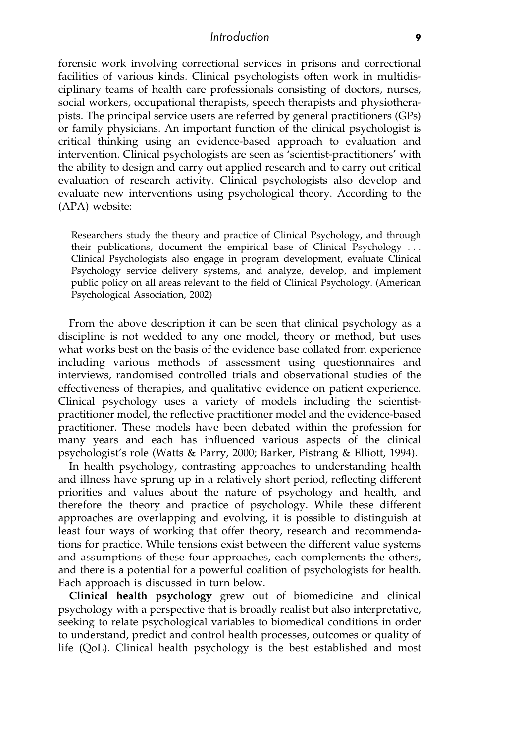forensic work involving correctional services in prisons and correctional facilities of various kinds. Clinical psychologists often work in multidisciplinary teams of health care professionals consisting of doctors, nurses, social workers, occupational therapists, speech therapists and physiotherapists. The principal service users are referred by general practitioners (GPs) or family physicians. An important function of the clinical psychologist is critical thinking using an evidence-based approach to evaluation and intervention. Clinical psychologists are seen as 'scientist-practitioners' with the ability to design and carry out applied research and to carry out critical evaluation of research activity. Clinical psychologists also develop and evaluate new interventions using psychological theory. According to the (APA) website:

> Researchers study the theory and practice of Clinical Psychology, and through their publications, document the empirical base of Clinical Psychology . . . Clinical Psychologists also engage in program development, evaluate Clinical Psychology service delivery systems, and analyze, develop, and implement public policy on all areas relevant to the field of Clinical Psychology. (American Psychological Association, 2002)

From the above description it can be seen that clinical psychology as a discipline is not wedded to any one model, theory or method, but uses what works best on the basis of the evidence base collated from experience including various methods of assessment using questionnaires and interviews, randomised controlled trials and observational studies of the effectiveness of therapies, and qualitative evidence on patient experience. Clinical psychology uses a variety of models including the scientist-practitioner model, the reflective practitioner model and the evidence-based practitioner. These models have been debated within the profession for many years and each has influenced various aspects of the clinical psychologist's role (Watts & Parry, 2000; Barker, Pistrang & Elliott, 1994).

In health psychology, contrasting approaches to understanding health and illness have sprung up in a relatively short period, reflecting different priorities and values about the nature of psychology and health, and therefore the theory and practice of psychology. While these different approaches are overlapping and evolving, it is possible to distinguish at least four ways of working that offer theory, research and recommendations for practice. While tensions exist between the different value systems and assumptions of these four approaches, each complements the others, and there is a potential for a powerful coalition of psychologists for health. Each approach is discussed in turn below.

**Clinical health psychology** grew out of biomedicine and clinical psychology with a perspective that is broadly realist but also interpretative, seeking to relate psychological variables to biomedical conditions in order to understand, predict and control health processes, outcomes or quality of life (QoL). Clinical health psychology is the best established and most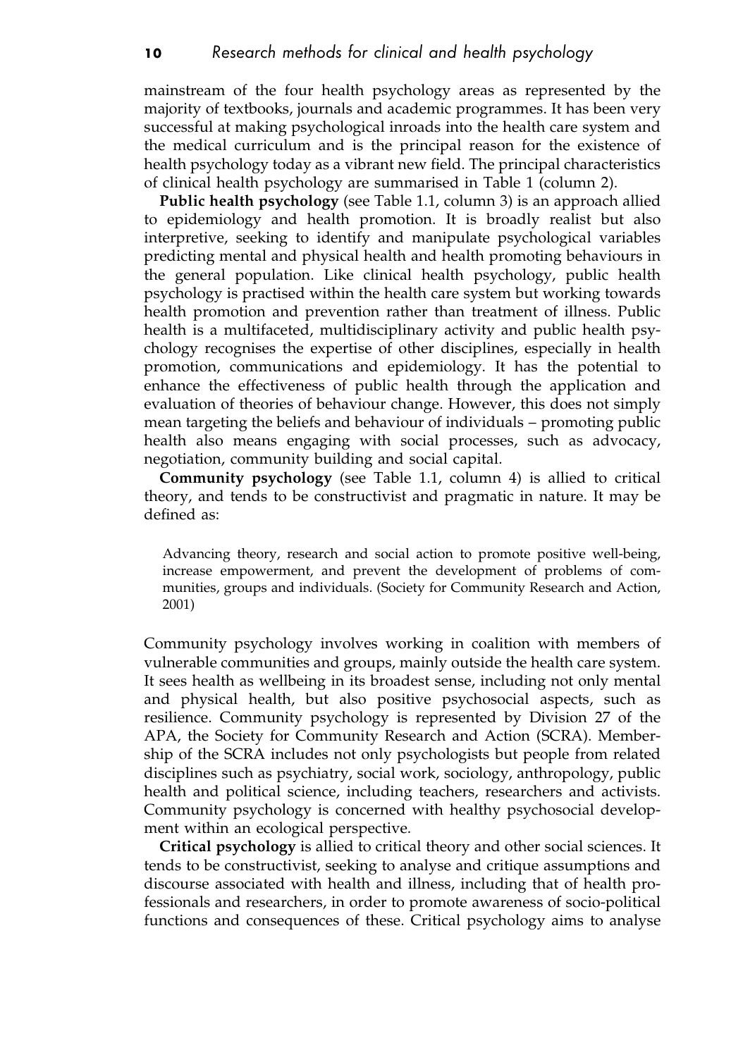mainstream of the four health psychology areas as represented by the majority of textbooks, journals and academic programmes. It has been very successful at making psychological inroads into the health care system and the medical curriculum and is the principal reason for the existence of health psychology today as a vibrant new field. The principal characteristics of clinical health psychology are summarised in Table 1 (column 2).

**Public health psychology** (see Table 1.1, column 3) is an approach allied to epidemiology and health promotion. It is broadly realist but also interpretive, seeking to identify and manipulate psychological variables predicting mental and physical health and health promoting behaviours in the general population. Like clinical health psychology, public health psychology is practised within the health care system but working towards health promotion and prevention rather than treatment of illness. Public health is a multifaceted, multidisciplinary activity and public health psychology recognises the expertise of other disciplines, especially in health promotion, communications and epidemiology. It has the potential to enhance the effectiveness of public health through the application and evaluation of theories of behaviour change. However, this does not simply mean targeting the beliefs and behaviour of individuals – promoting public health also means engaging with social processes, such as advocacy, negotiation, community building and social capital.

**Community psychology** (see Table 1.1, column 4) is allied to critical theory, and tends to be constructivist and pragmatic in nature. It may be defined as:

> Advancing theory, research and social action to promote positive well-being, increase empowerment, and prevent the development of problems of communities, groups and individuals. (Society for Community Research and Action, 2001)

Community psychology involves working in coalition with members of vulnerable communities and groups, mainly outside the health care system. It sees health as wellbeing in its broadest sense, including not only mental and physical health, but also positive psychosocial aspects, such as resilience. Community psychology is represented by Division 27 of the APA, the Society for Community Research and Action (SCRA). Membership of the SCRA includes not only psychologists but people from related disciplines such as psychiatry, social work, sociology, anthropology, public health and political science, including teachers, researchers and activists. Community psychology is concerned with healthy psychosocial development within an ecological perspective.

**Critical psychology** is allied to critical theory and other social sciences. It tends to be constructivist, seeking to analyse and critique assumptions and discourse associated with health and illness, including that of health professionals and researchers, in order to promote awareness of socio-political functions and consequences of these. Critical psychology aims to analyse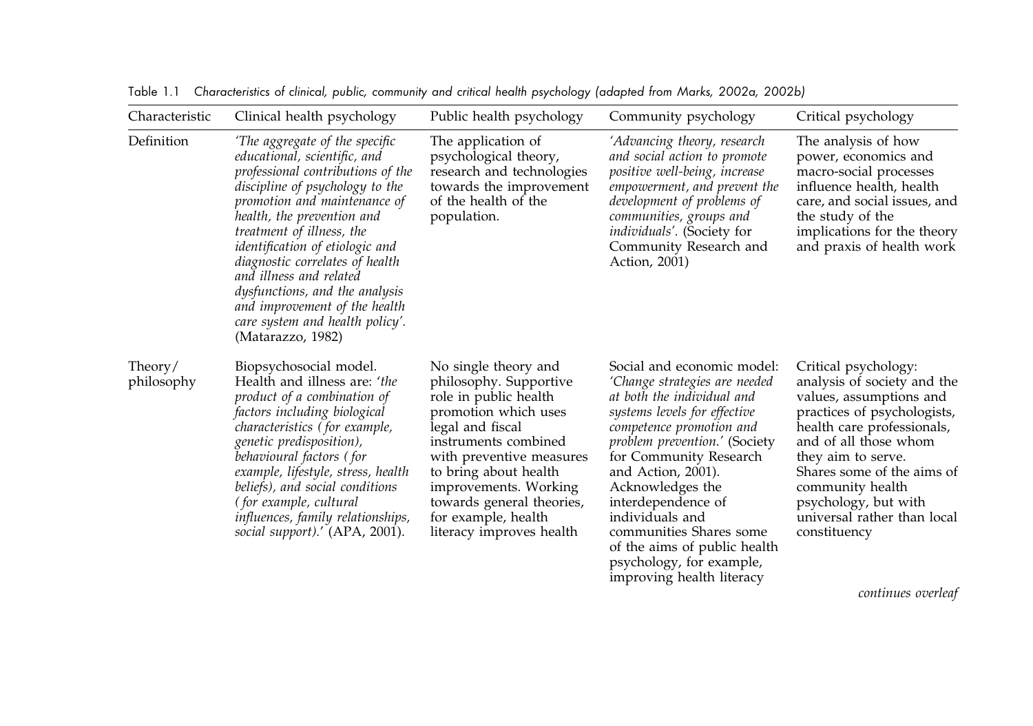Table 1.1 *Characteristics of clinical, public, community and critical health psychology (adapted from Marks, 2002a, 2002b)*

| Characteristic | Clinical health psychology | Public health psychology | Community psychology | Critical psychology |
|---|---|---|---|---|
| Definition | *'The aggregate of the specific educational, scientific, and professional contributions of the discipline of psychology to the promotion and maintenance of health, the prevention and treatment of illness, the identification of etiologic and diagnostic correlates of health and illness and related dysfunctions, and the analysis and improvement of the health care system and health policy'.* (Matarazzo, 1982) | The application of psychological theory, research and technologies towards the improvement of the health of the population. | *'Advancing theory, research and social action to promote positive well-being, increase empowerment, and prevent the development of problems of communities, groups and individuals'.* (Society for Community Research and Action, 2001) | The analysis of how power, economics and macro-social processes influence health, health care, and social issues, and the study of the implications for the theory and praxis of health work |
| Theory/ philosophy | Biopsychosocial model. Health and illness are: *'the product of a combination of factors including biological characteristics (for example, genetic predisposition), behavioural factors (for example, lifestyle, stress, health beliefs), and social conditions (for example, cultural influences, family relationships, social support).'* (APA, 2001). | No single theory and philosophy. Supportive role in public health promotion which uses legal and fiscal instruments combined with preventive measures to bring about health improvements. Working towards general theories, for example, health literacy improves health | Social and economic model: *'Change strategies are needed at both the individual and systems levels for effective competence promotion and problem prevention.'* (Society for Community Research and Action, 2001). Acknowledges the interdependence of individuals and communities Shares some of the aims of public health psychology, for example, improving health literacy | Critical psychology: analysis of society and the values, assumptions and practices of psychologists, health care professionals, and of all those whom they aim to serve. Shares some of the aims of community health psychology, but with universal rather than local constituency |

*continues overleaf*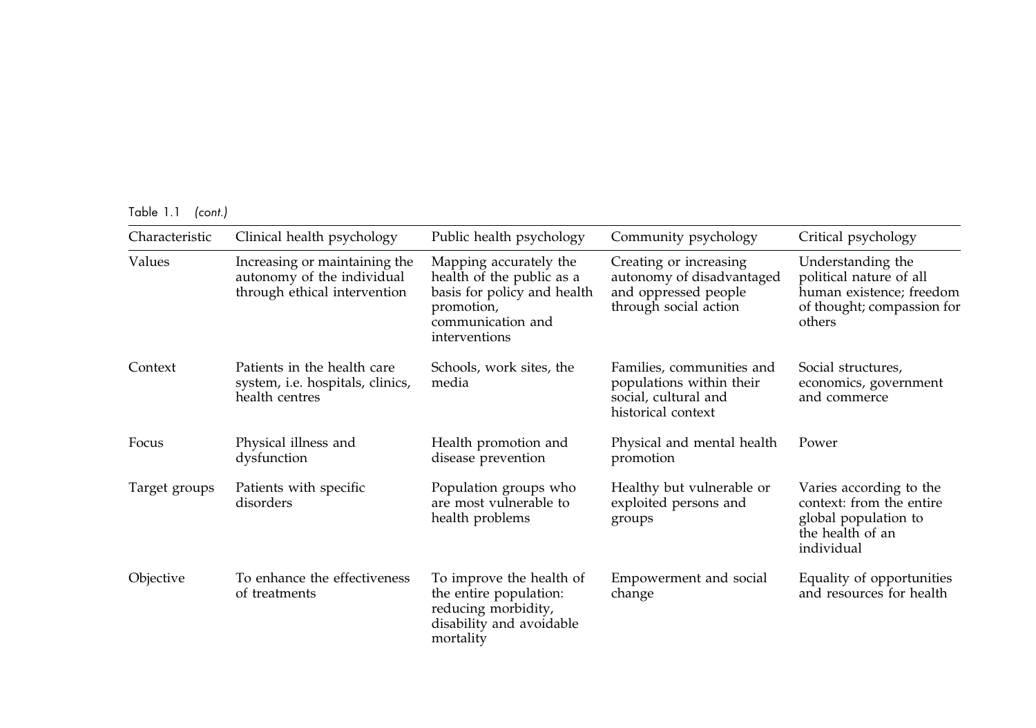Table 1.1 *(cont.)*

| Characteristic | Clinical health psychology | Public health psychology | Community psychology | Critical psychology |
|---|---|---|---|---|
| Values | Increasing or maintaining the autonomy of the individual through ethical intervention | Mapping accurately the health of the public as a basis for policy and health promotion, communication and interventions | Creating or increasing autonomy of disadvantaged and oppressed people through social action | Understanding the political nature of all human existence; freedom of thought; compassion for others |
| Context | Patients in the health care system, i.e. hospitals, clinics, health centres | Schools, work sites, the media | Families, communities and populations within their social, cultural and historical context | Social structures, economics, government and commerce |
| Focus | Physical illness and dysfunction | Health promotion and disease prevention | Physical and mental health promotion | Power |
| Target groups | Patients with specific disorders | Population groups who are most vulnerable to health problems | Healthy but vulnerable or exploited persons and groups | Varies according to the context: from the entire global population to the health of an individual |
| Objective | To enhance the effectiveness of treatments | To improve the health of the entire population: reducing morbidity, disability and avoidable mortality | Empowerment and social change | Equality of opportunities and resources for health |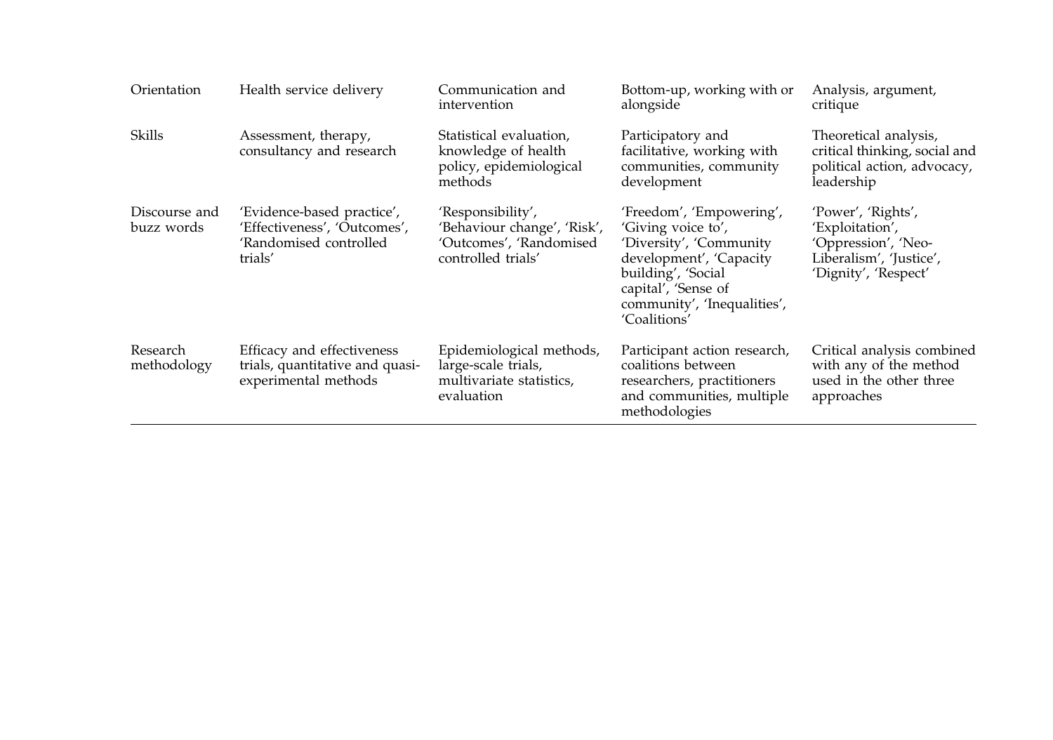| | | | | |
|---|---|---|---|---|
| Orientation | Health service delivery | Communication and intervention | Bottom-up, working with or alongside | Analysis, argument, critique |
| Skills | Assessment, therapy, consultancy and research | Statistical evaluation, knowledge of health policy, epidemiological methods | Participatory and facilitative, working with communities, community development | Theoretical analysis, critical thinking, social and political action, advocacy, leadership |
| Discourse and buzz words | 'Evidence-based practice', 'Effectiveness', 'Outcomes', 'Randomised controlled trials' | 'Responsibility', 'Behaviour change', 'Risk', 'Outcomes', 'Randomised controlled trials' | 'Freedom', 'Empowering', 'Giving voice to', 'Diversity', 'Community development', 'Capacity building', 'Social capital', 'Sense of community', 'Inequalities', 'Coalitions' | 'Power', 'Rights', 'Exploitation', 'Oppression', 'Neo-Liberalism', 'Justice', 'Dignity', 'Respect' |
| Research methodology | Efficacy and effectiveness trials, quantitative and quasi-experimental methods | Epidemiological methods, large-scale trials, multivariate statistics, evaluation | Participant action research, coalitions between researchers, practitioners and communities, multiple methodologies | Critical analysis combined with any of the method used in the other three approaches |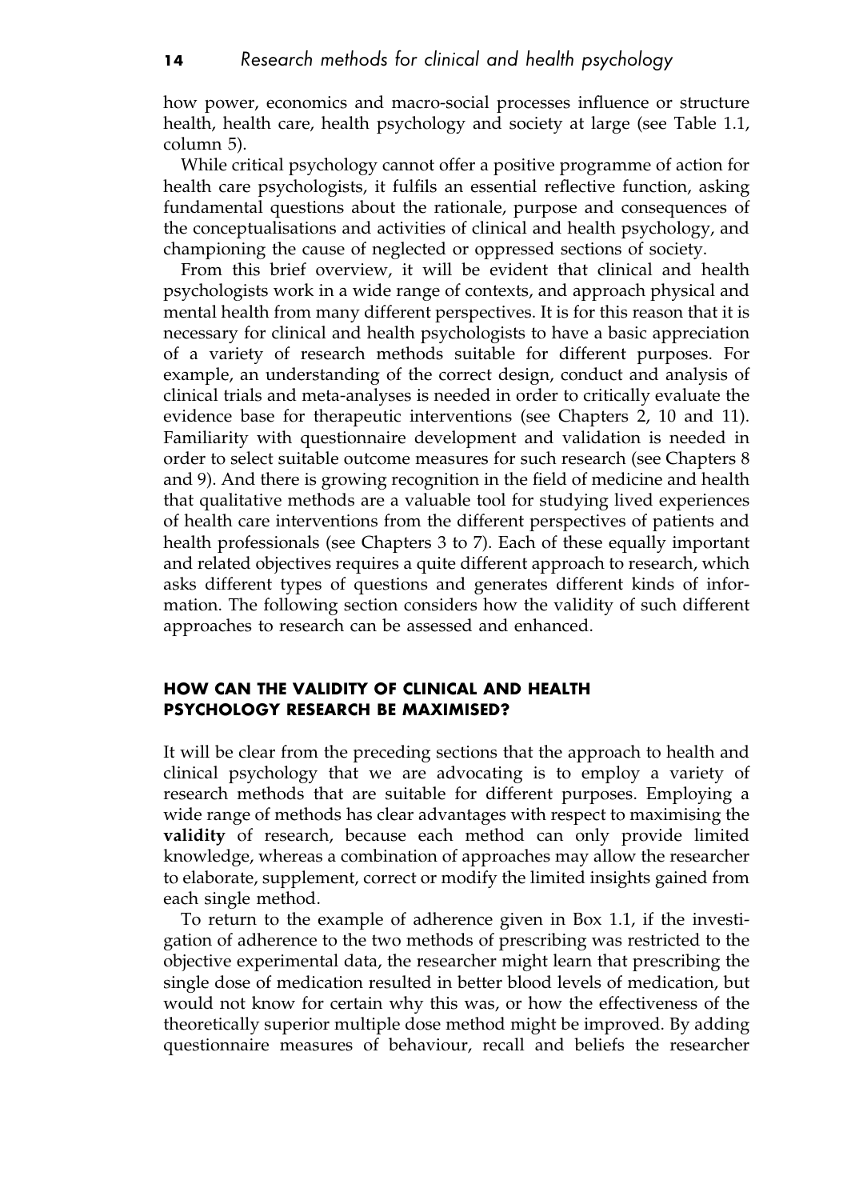how power, economics and macro-social processes influence or structure health, health care, health psychology and society at large (see Table 1.1, column 5).

While critical psychology cannot offer a positive programme of action for health care psychologists, it fulfils an essential reflective function, asking fundamental questions about the rationale, purpose and consequences of the conceptualisations and activities of clinical and health psychology, and championing the cause of neglected or oppressed sections of society.

From this brief overview, it will be evident that clinical and health psychologists work in a wide range of contexts, and approach physical and mental health from many different perspectives. It is for this reason that it is necessary for clinical and health psychologists to have a basic appreciation of a variety of research methods suitable for different purposes. For example, an understanding of the correct design, conduct and analysis of clinical trials and meta-analyses is needed in order to critically evaluate the evidence base for therapeutic interventions (see Chapters 2, 10 and 11). Familiarity with questionnaire development and validation is needed in order to select suitable outcome measures for such research (see Chapters 8 and 9). And there is growing recognition in the field of medicine and health that qualitative methods are a valuable tool for studying lived experiences of health care interventions from the different perspectives of patients and health professionals (see Chapters 3 to 7). Each of these equally important and related objectives requires a quite different approach to research, which asks different types of questions and generates different kinds of information. The following section considers how the validity of such different approaches to research can be assessed and enhanced.

## HOW CAN THE VALIDITY OF CLINICAL AND HEALTH PSYCHOLOGY RESEARCH BE MAXIMISED?

It will be clear from the preceding sections that the approach to health and clinical psychology that we are advocating is to employ a variety of research methods that are suitable for different purposes. Employing a wide range of methods has clear advantages with respect to maximising the **validity** of research, because each method can only provide limited knowledge, whereas a combination of approaches may allow the researcher to elaborate, supplement, correct or modify the limited insights gained from each single method.

To return to the example of adherence given in Box 1.1, if the investigation of adherence to the two methods of prescribing was restricted to the objective experimental data, the researcher might learn that prescribing the single dose of medication resulted in better blood levels of medication, but would not know for certain why this was, or how the effectiveness of the theoretically superior multiple dose method might be improved. By adding questionnaire measures of behaviour, recall and beliefs the researcher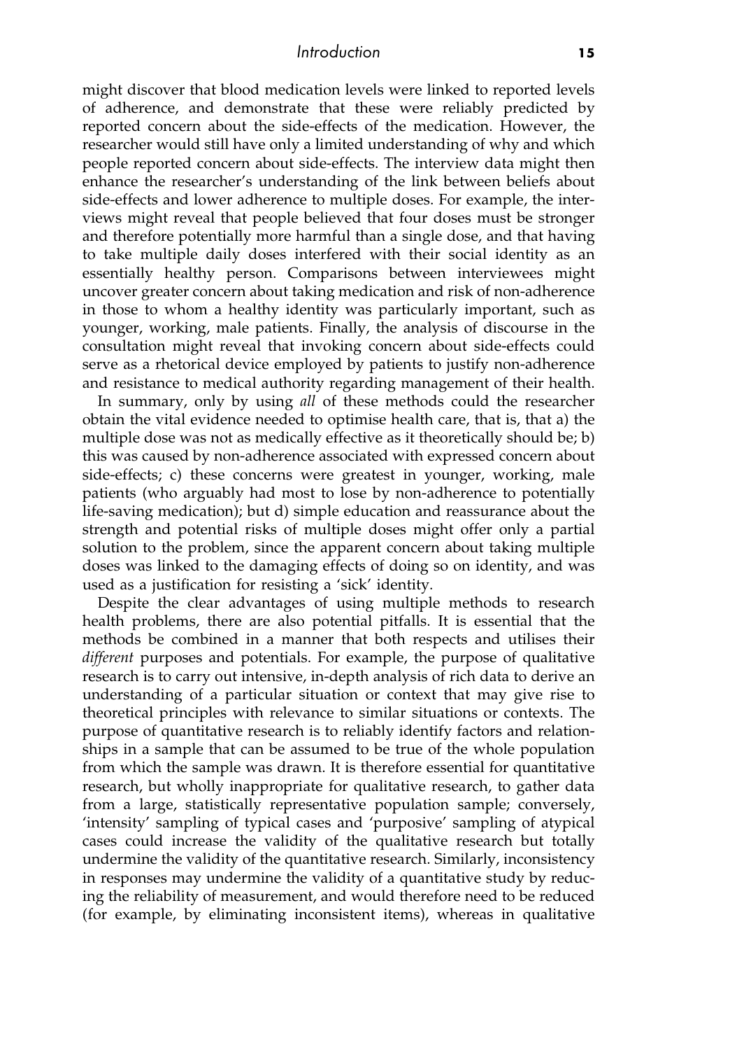might discover that blood medication levels were linked to reported levels of adherence, and demonstrate that these were reliably predicted by reported concern about the side-effects of the medication. However, the researcher would still have only a limited understanding of why and which people reported concern about side-effects. The interview data might then enhance the researcher's understanding of the link between beliefs about side-effects and lower adherence to multiple doses. For example, the interviews might reveal that people believed that four doses must be stronger and therefore potentially more harmful than a single dose, and that having to take multiple daily doses interfered with their social identity as an essentially healthy person. Comparisons between interviewees might uncover greater concern about taking medication and risk of non-adherence in those to whom a healthy identity was particularly important, such as younger, working, male patients. Finally, the analysis of discourse in the consultation might reveal that invoking concern about side-effects could serve as a rhetorical device employed by patients to justify non-adherence and resistance to medical authority regarding management of their health.

In summary, only by using *all* of these methods could the researcher obtain the vital evidence needed to optimise health care, that is, that a) the multiple dose was not as medically effective as it theoretically should be; b) this was caused by non-adherence associated with expressed concern about side-effects; c) these concerns were greatest in younger, working, male patients (who arguably had most to lose by non-adherence to potentially life-saving medication); but d) simple education and reassurance about the strength and potential risks of multiple doses might offer only a partial solution to the problem, since the apparent concern about taking multiple doses was linked to the damaging effects of doing so on identity, and was used as a justification for resisting a 'sick' identity.

Despite the clear advantages of using multiple methods to research health problems, there are also potential pitfalls. It is essential that the methods be combined in a manner that both respects and utilises their *different* purposes and potentials. For example, the purpose of qualitative research is to carry out intensive, in-depth analysis of rich data to derive an understanding of a particular situation or context that may give rise to theoretical principles with relevance to similar situations or contexts. The purpose of quantitative research is to reliably identify factors and relationships in a sample that can be assumed to be true of the whole population from which the sample was drawn. It is therefore essential for quantitative research, but wholly inappropriate for qualitative research, to gather data from a large, statistically representative population sample; conversely, 'intensity' sampling of typical cases and 'purposive' sampling of atypical cases could increase the validity of the qualitative research but totally undermine the validity of the quantitative research. Similarly, inconsistency in responses may undermine the validity of a quantitative study by reducing the reliability of measurement, and would therefore need to be reduced (for example, by eliminating inconsistent items), whereas in qualitative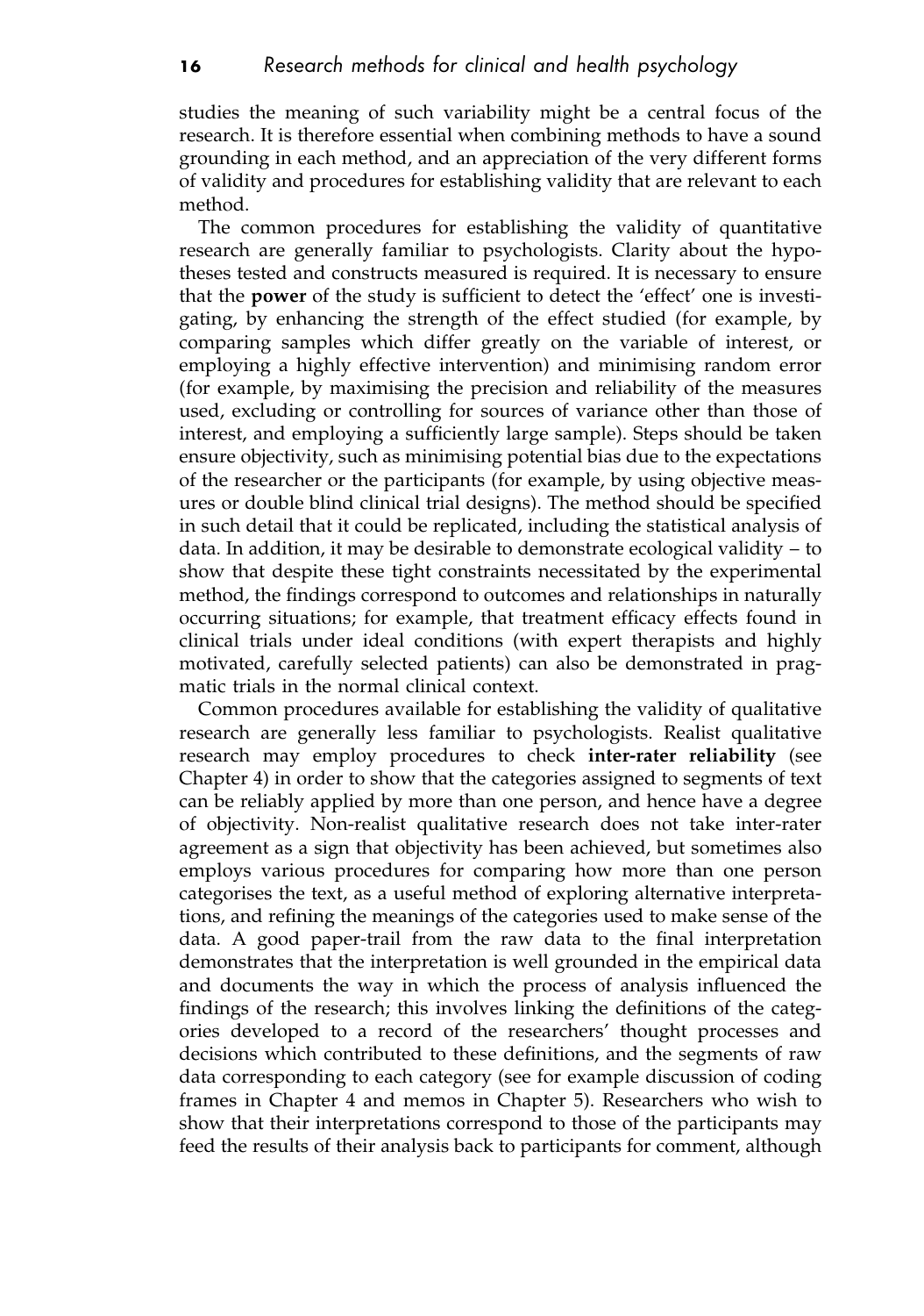studies the meaning of such variability might be a central focus of the research. It is therefore essential when combining methods to have a sound grounding in each method, and an appreciation of the very different forms of validity and procedures for establishing validity that are relevant to each method.

The common procedures for establishing the validity of quantitative research are generally familiar to psychologists. Clarity about the hypotheses tested and constructs measured is required. It is necessary to ensure that the **power** of the study is sufficient to detect the 'effect' one is investigating, by enhancing the strength of the effect studied (for example, by comparing samples which differ greatly on the variable of interest, or employing a highly effective intervention) and minimising random error (for example, by maximising the precision and reliability of the measures used, excluding or controlling for sources of variance other than those of interest, and employing a sufficiently large sample). Steps should be taken ensure objectivity, such as minimising potential bias due to the expectations of the researcher or the participants (for example, by using objective measures or double blind clinical trial designs). The method should be specified in such detail that it could be replicated, including the statistical analysis of data. In addition, it may be desirable to demonstrate ecological validity – to show that despite these tight constraints necessitated by the experimental method, the findings correspond to outcomes and relationships in naturally occurring situations; for example, that treatment efficacy effects found in clinical trials under ideal conditions (with expert therapists and highly motivated, carefully selected patients) can also be demonstrated in pragmatic trials in the normal clinical context.

Common procedures available for establishing the validity of qualitative research are generally less familiar to psychologists. Realist qualitative research may employ procedures to check **inter-rater reliability** (see Chapter 4) in order to show that the categories assigned to segments of text can be reliably applied by more than one person, and hence have a degree of objectivity. Non-realist qualitative research does not take inter-rater agreement as a sign that objectivity has been achieved, but sometimes also employs various procedures for comparing how more than one person categorises the text, as a useful method of exploring alternative interpretations, and refining the meanings of the categories used to make sense of the data. A good paper-trail from the raw data to the final interpretation demonstrates that the interpretation is well grounded in the empirical data and documents the way in which the process of analysis influenced the findings of the research; this involves linking the definitions of the categories developed to a record of the researchers' thought processes and decisions which contributed to these definitions, and the segments of raw data corresponding to each category (see for example discussion of coding frames in Chapter 4 and memos in Chapter 5). Researchers who wish to show that their interpretations correspond to those of the participants may feed the results of their analysis back to participants for comment, although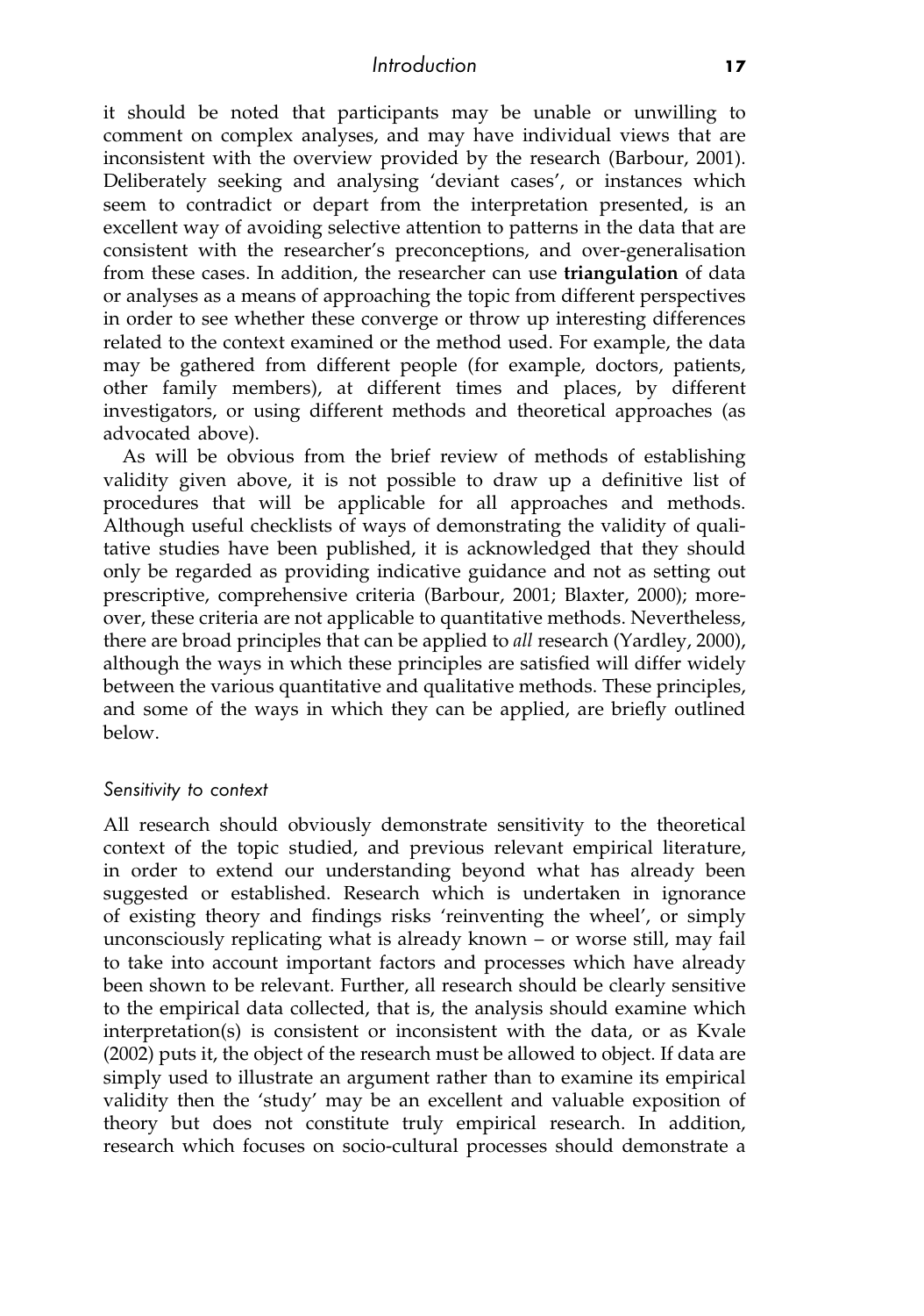it should be noted that participants may be unable or unwilling to comment on complex analyses, and may have individual views that are inconsistent with the overview provided by the research (Barbour, 2001). Deliberately seeking and analysing 'deviant cases', or instances which seem to contradict or depart from the interpretation presented, is an excellent way of avoiding selective attention to patterns in the data that are consistent with the researcher's preconceptions, and over-generalisation from these cases. In addition, the researcher can use **triangulation** of data or analyses as a means of approaching the topic from different perspectives in order to see whether these converge or throw up interesting differences related to the context examined or the method used. For example, the data may be gathered from different people (for example, doctors, patients, other family members), at different times and places, by different investigators, or using different methods and theoretical approaches (as advocated above).

As will be obvious from the brief review of methods of establishing validity given above, it is not possible to draw up a definitive list of procedures that will be applicable for all approaches and methods. Although useful checklists of ways of demonstrating the validity of qualitative studies have been published, it is acknowledged that they should only be regarded as providing indicative guidance and not as setting out prescriptive, comprehensive criteria (Barbour, 2001; Blaxter, 2000); moreover, these criteria are not applicable to quantitative methods. Nevertheless, there are broad principles that can be applied to *all* research (Yardley, 2000), although the ways in which these principles are satisfied will differ widely between the various quantitative and qualitative methods. These principles, and some of the ways in which they can be applied, are briefly outlined below.

### *Sensitivity to context*

All research should obviously demonstrate sensitivity to the theoretical context of the topic studied, and previous relevant empirical literature, in order to extend our understanding beyond what has already been suggested or established. Research which is undertaken in ignorance of existing theory and findings risks 'reinventing the wheel', or simply unconsciously replicating what is already known – or worse still, may fail to take into account important factors and processes which have already been shown to be relevant. Further, all research should be clearly sensitive to the empirical data collected, that is, the analysis should examine which interpretation(s) is consistent or inconsistent with the data, or as Kvale (2002) puts it, the object of the research must be allowed to object. If data are simply used to illustrate an argument rather than to examine its empirical validity then the 'study' may be an excellent and valuable exposition of theory but does not constitute truly empirical research. In addition, research which focuses on socio-cultural processes should demonstrate a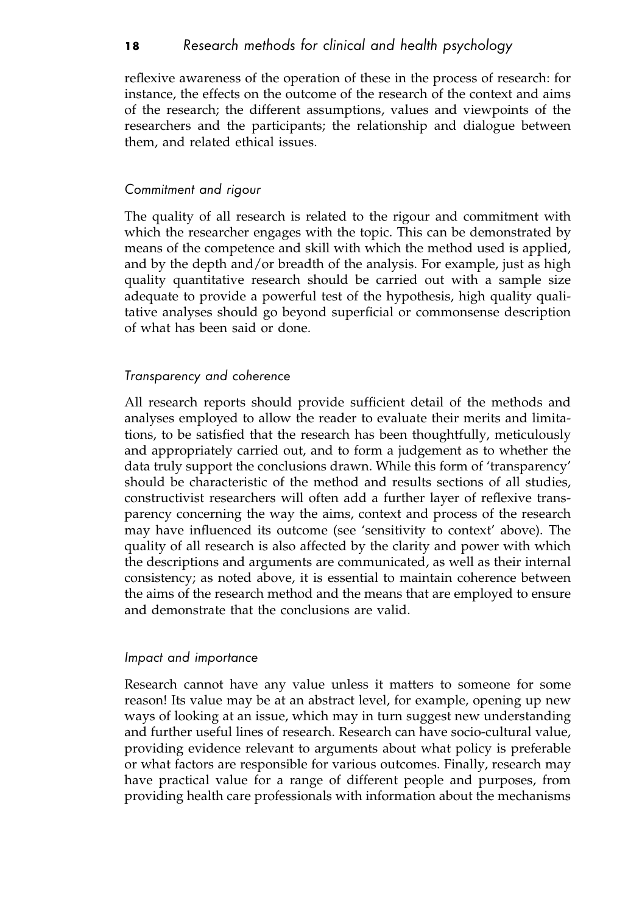reflexive awareness of the operation of these in the process of research: for instance, the effects on the outcome of the research of the context and aims of the research; the different assumptions, values and viewpoints of the researchers and the participants; the relationship and dialogue between them, and related ethical issues.

### *Commitment and rigour*

The quality of all research is related to the rigour and commitment with which the researcher engages with the topic. This can be demonstrated by means of the competence and skill with which the method used is applied, and by the depth and/or breadth of the analysis. For example, just as high quality quantitative research should be carried out with a sample size adequate to provide a powerful test of the hypothesis, high quality qualitative analyses should go beyond superficial or commonsense description of what has been said or done.

### *Transparency and coherence*

All research reports should provide sufficient detail of the methods and analyses employed to allow the reader to evaluate their merits and limitations, to be satisfied that the research has been thoughtfully, meticulously and appropriately carried out, and to form a judgement as to whether the data truly support the conclusions drawn. While this form of 'transparency' should be characteristic of the method and results sections of all studies, constructivist researchers will often add a further layer of reflexive transparency concerning the way the aims, context and process of the research may have influenced its outcome (see 'sensitivity to context' above). The quality of all research is also affected by the clarity and power with which the descriptions and arguments are communicated, as well as their internal consistency; as noted above, it is essential to maintain coherence between the aims of the research method and the means that are employed to ensure and demonstrate that the conclusions are valid.

### *Impact and importance*

Research cannot have any value unless it matters to someone for some reason! Its value may be at an abstract level, for example, opening up new ways of looking at an issue, which may in turn suggest new understanding and further useful lines of research. Research can have socio-cultural value, providing evidence relevant to arguments about what policy is preferable or what factors are responsible for various outcomes. Finally, research may have practical value for a range of different people and purposes, from providing health care professionals with information about the mechanisms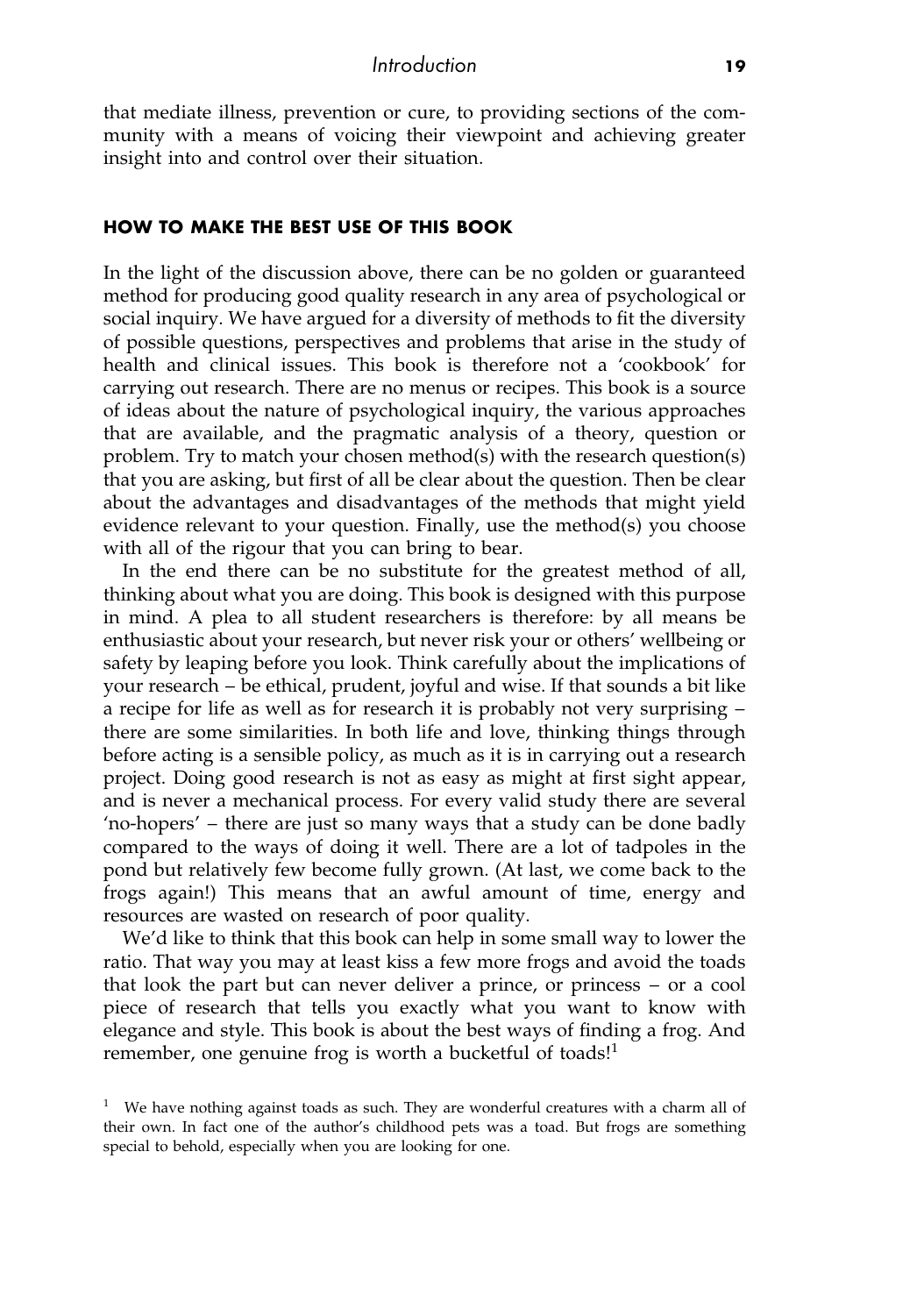that mediate illness, prevention or cure, to providing sections of the community with a means of voicing their viewpoint and achieving greater insight into and control over their situation.

## HOW TO MAKE THE BEST USE OF THIS BOOK

In the light of the discussion above, there can be no golden or guaranteed method for producing good quality research in any area of psychological or social inquiry. We have argued for a diversity of methods to fit the diversity of possible questions, perspectives and problems that arise in the study of health and clinical issues. This book is therefore not a 'cookbook' for carrying out research. There are no menus or recipes. This book is a source of ideas about the nature of psychological inquiry, the various approaches that are available, and the pragmatic analysis of a theory, question or problem. Try to match your chosen method(s) with the research question(s) that you are asking, but first of all be clear about the question. Then be clear about the advantages and disadvantages of the methods that might yield evidence relevant to your question. Finally, use the method(s) you choose with all of the rigour that you can bring to bear.

In the end there can be no substitute for the greatest method of all, thinking about what you are doing. This book is designed with this purpose in mind. A plea to all student researchers is therefore: by all means be enthusiastic about your research, but never risk your or others' wellbeing or safety by leaping before you look. Think carefully about the implications of your research – be ethical, prudent, joyful and wise. If that sounds a bit like a recipe for life as well as for research it is probably not very surprising – there are some similarities. In both life and love, thinking things through before acting is a sensible policy, as much as it is in carrying out a research project. Doing good research is not as easy as might at first sight appear, and is never a mechanical process. For every valid study there are several 'no-hopers' – there are just so many ways that a study can be done badly compared to the ways of doing it well. There are a lot of tadpoles in the pond but relatively few become fully grown. (At last, we come back to the frogs again!) This means that an awful amount of time, energy and resources are wasted on research of poor quality.

We'd like to think that this book can help in some small way to lower the ratio. That way you may at least kiss a few more frogs and avoid the toads that look the part but can never deliver a prince, or princess – or a cool piece of research that tells you exactly what you want to know with elegance and style. This book is about the best ways of finding a frog. And remember, one genuine frog is worth a bucketful of toads![1]

[1] We have nothing against toads as such. They are wonderful creatures with a charm all of their own. In fact one of the author's childhood pets was a toad. But frogs are something special to behold, especially when you are looking for one.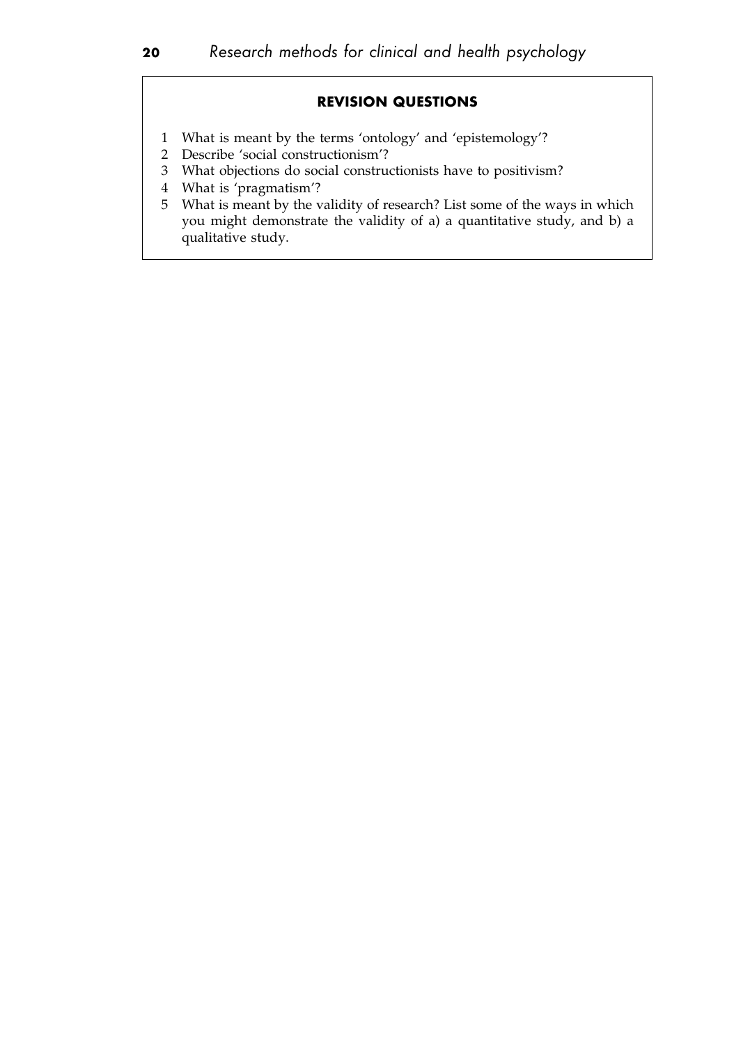## REVISION QUESTIONS

1. What is meant by the terms 'ontology' and 'epistemology'?
2. Describe 'social constructionism'?
3. What objections do social constructionists have to positivism?
4. What is 'pragmatism'?
5. What is meant by the validity of research? List some of the ways in which you might demonstrate the validity of a) a quantitative study, and b) a qualitative study.